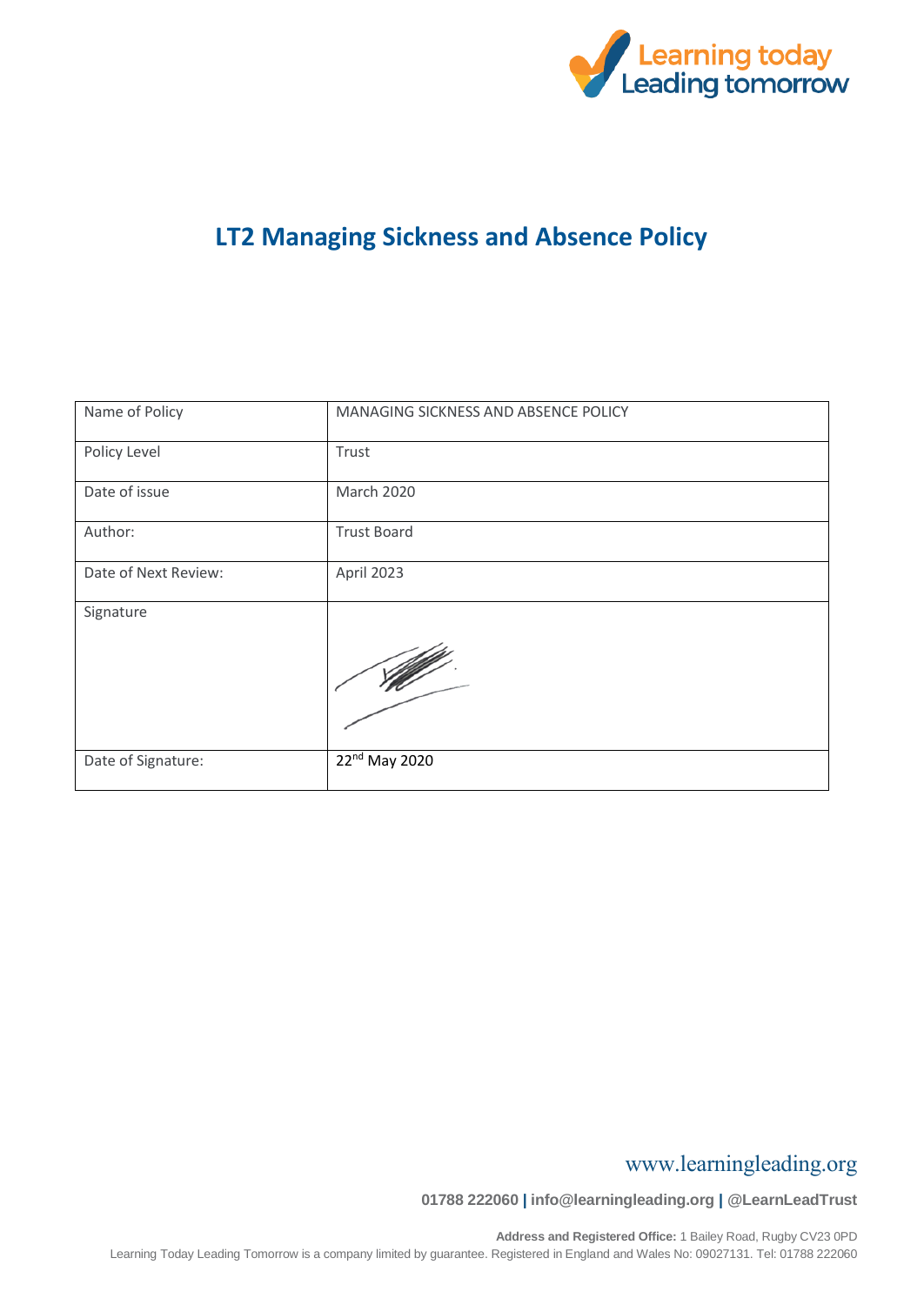Learning today Leading tomorrow

# LT2 Managing Sickness and Absence Policy

| Name of Policy | MANAGING SICKNESS AND ABSENCE POLICY |
| --- | --- |
| Policy Level | Trust |
| Date of issue | March 2020 |
| Author: | Trust Board |
| Date of Next Review: | April 2023 |
| Signature | |
| Date of Signature: | 22nd May 2020 |

www.learningleading.org

**01788 222060 | info@learningleading.org | @LearnLeadTrust**

**Address and Registered Office:** 1 Bailey Road, Rugby CV23 0PD

Learning Today Leading Tomorrow is a company limited by guarantee. Registered in England and Wales No: 09027131. Tel: 01788 222060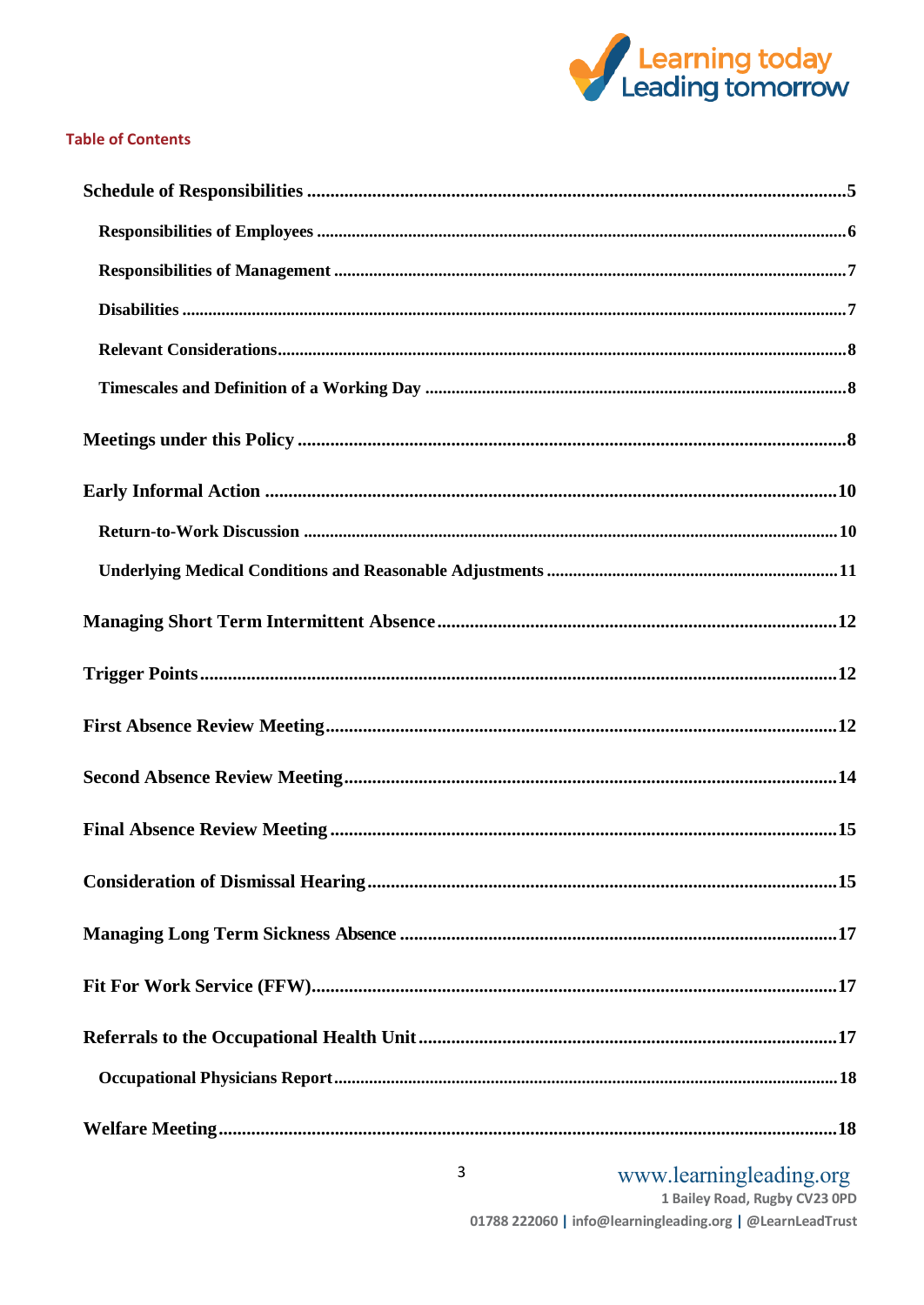**Table of Contents**

- Schedule of Responsibilities ....................................................................................................5
  - Responsibilities of Employees ....................................................................................................6
  - Responsibilities of Management ....................................................................................................7
  - Disabilities ....................................................................................................7
  - Relevant Considerations....................................................................................................8
  - Timescales and Definition of a Working Day ....................................................................................................8
- Meetings under this Policy ....................................................................................................8
- Early Informal Action ....................................................................................................10
  - Return-to-Work Discussion ....................................................................................................10
  - Underlying Medical Conditions and Reasonable Adjustments ....................................................................................................11
- Managing Short Term Intermittent Absence....................................................................................................12
- Trigger Points....................................................................................................12
- First Absence Review Meeting....................................................................................................12
- Second Absence Review Meeting....................................................................................................14
- Final Absence Review Meeting ....................................................................................................15
- Consideration of Dismissal Hearing....................................................................................................15
- Managing Long Term Sickness Absence ....................................................................................................17
- Fit For Work Service (FFW)....................................................................................................17
- Referrals to the Occupational Health Unit....................................................................................................17
  - Occupational Physicians Report....................................................................................................18
- Welfare Meeting....................................................................................................18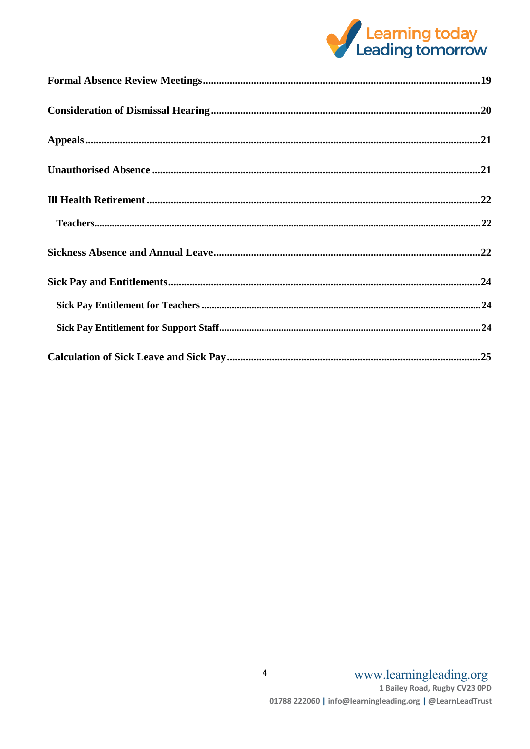Formal Absence Review Meetings ........................................................................ 19

Consideration of Dismissal Hearing ........................................................................ 20

Appeals ........................................................................ 21

Unauthorised Absence ........................................................................ 21

Ill Health Retirement ........................................................................ 22

- Teachers ........................................................................ 22

Sickness Absence and Annual Leave ........................................................................ 22

Sick Pay and Entitlements ........................................................................ 24

- Sick Pay Entitlement for Teachers ........................................................................ 24
- Sick Pay Entitlement for Support Staff ........................................................................ 24

Calculation of Sick Leave and Sick Pay ........................................................................ 25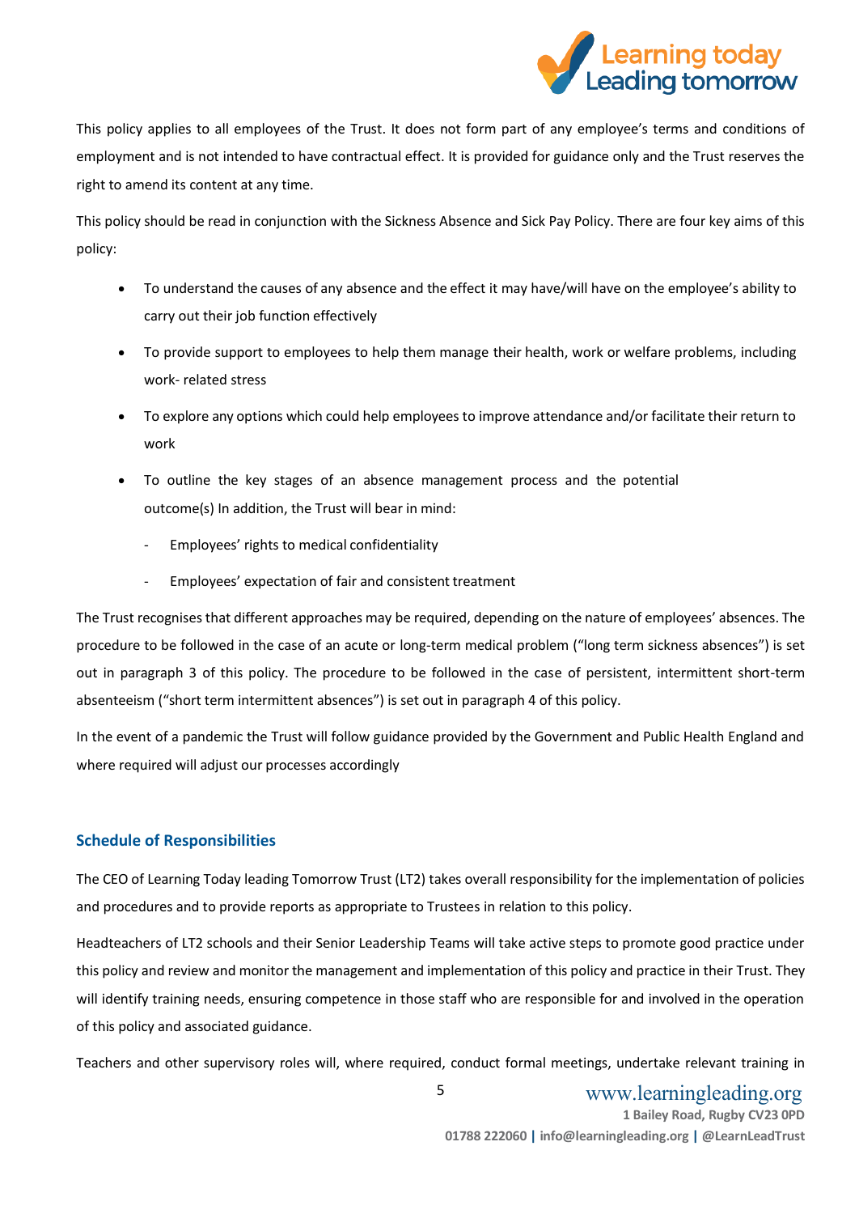This policy applies to all employees of the Trust. It does not form part of any employee's terms and conditions of employment and is not intended to have contractual effect. It is provided for guidance only and the Trust reserves the right to amend its content at any time.

This policy should be read in conjunction with the Sickness Absence and Sick Pay Policy. There are four key aims of this policy:

- To understand the causes of any absence and the effect it may have/will have on the employee's ability to carry out their job function effectively
- To provide support to employees to help them manage their health, work or welfare problems, including work- related stress
- To explore any options which could help employees to improve attendance and/or facilitate their return to work
- To outline the key stages of an absence management process and the potential outcome(s) In addition, the Trust will bear in mind:
  - Employees' rights to medical confidentiality
  - Employees' expectation of fair and consistent treatment

The Trust recognises that different approaches may be required, depending on the nature of employees' absences. The procedure to be followed in the case of an acute or long-term medical problem ("long term sickness absences") is set out in paragraph 3 of this policy. The procedure to be followed in the case of persistent, intermittent short-term absenteeism ("short term intermittent absences") is set out in paragraph 4 of this policy.

In the event of a pandemic the Trust will follow guidance provided by the Government and Public Health England and where required will adjust our processes accordingly

## Schedule of Responsibilities

The CEO of Learning Today leading Tomorrow Trust (LT2) takes overall responsibility for the implementation of policies and procedures and to provide reports as appropriate to Trustees in relation to this policy.

Headteachers of LT2 schools and their Senior Leadership Teams will take active steps to promote good practice under this policy and review and monitor the management and implementation of this policy and practice in their Trust. They will identify training needs, ensuring competence in those staff who are responsible for and involved in the operation of this policy and associated guidance.

Teachers and other supervisory roles will, where required, conduct formal meetings, undertake relevant training in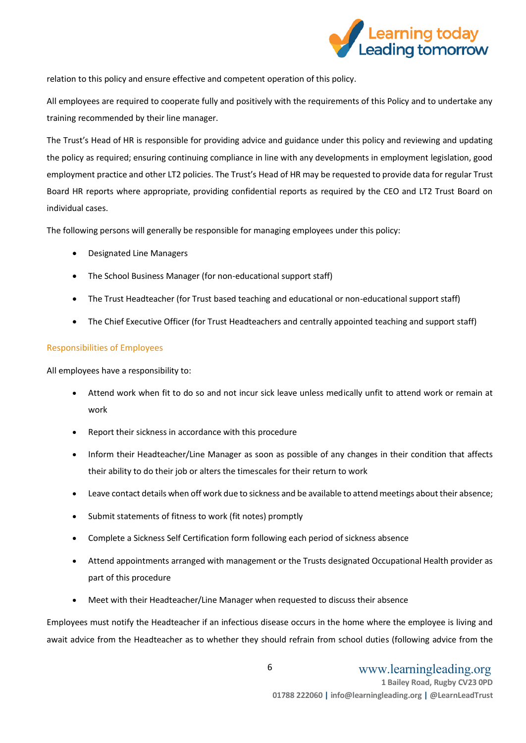relation to this policy and ensure effective and competent operation of this policy.

All employees are required to cooperate fully and positively with the requirements of this Policy and to undertake any training recommended by their line manager.

The Trust's Head of HR is responsible for providing advice and guidance under this policy and reviewing and updating the policy as required; ensuring continuing compliance in line with any developments in employment legislation, good employment practice and other LT2 policies. The Trust's Head of HR may be requested to provide data for regular Trust Board HR reports where appropriate, providing confidential reports as required by the CEO and LT2 Trust Board on individual cases.

The following persons will generally be responsible for managing employees under this policy:

- Designated Line Managers
- The School Business Manager (for non-educational support staff)
- The Trust Headteacher (for Trust based teaching and educational or non-educational support staff)
- The Chief Executive Officer (for Trust Headteachers and centrally appointed teaching and support staff)

### Responsibilities of Employees

All employees have a responsibility to:

- Attend work when fit to do so and not incur sick leave unless medically unfit to attend work or remain at work
- Report their sickness in accordance with this procedure
- Inform their Headteacher/Line Manager as soon as possible of any changes in their condition that affects their ability to do their job or alters the timescales for their return to work
- Leave contact details when off work due to sickness and be available to attend meetings about their absence;
- Submit statements of fitness to work (fit notes) promptly
- Complete a Sickness Self Certification form following each period of sickness absence
- Attend appointments arranged with management or the Trusts designated Occupational Health provider as part of this procedure
- Meet with their Headteacher/Line Manager when requested to discuss their absence

Employees must notify the Headteacher if an infectious disease occurs in the home where the employee is living and await advice from the Headteacher as to whether they should refrain from school duties (following advice from the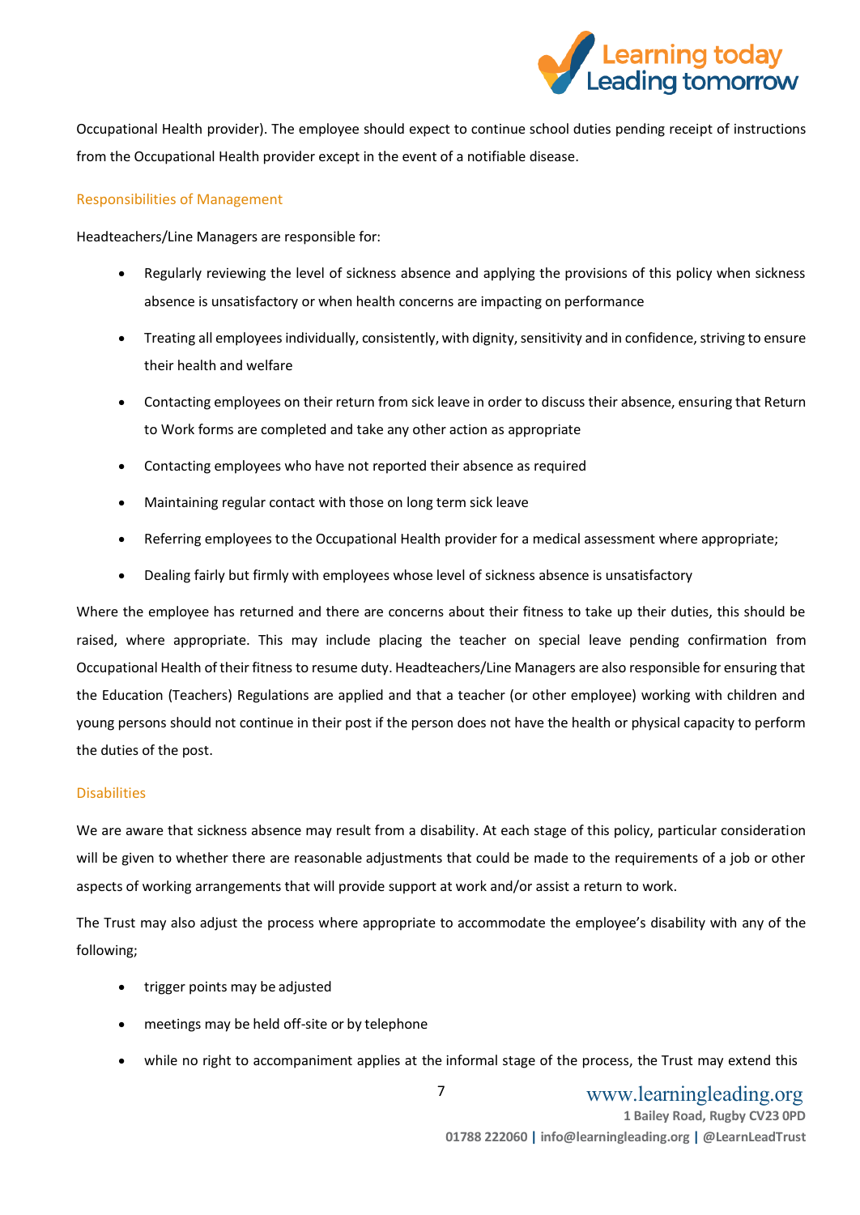Occupational Health provider). The employee should expect to continue school duties pending receipt of instructions from the Occupational Health provider except in the event of a notifiable disease.

### Responsibilities of Management

Headteachers/Line Managers are responsible for:

- Regularly reviewing the level of sickness absence and applying the provisions of this policy when sickness absence is unsatisfactory or when health concerns are impacting on performance
- Treating all employees individually, consistently, with dignity, sensitivity and in confidence, striving to ensure their health and welfare
- Contacting employees on their return from sick leave in order to discuss their absence, ensuring that Return to Work forms are completed and take any other action as appropriate
- Contacting employees who have not reported their absence as required
- Maintaining regular contact with those on long term sick leave
- Referring employees to the Occupational Health provider for a medical assessment where appropriate;
- Dealing fairly but firmly with employees whose level of sickness absence is unsatisfactory

Where the employee has returned and there are concerns about their fitness to take up their duties, this should be raised, where appropriate. This may include placing the teacher on special leave pending confirmation from Occupational Health of their fitness to resume duty. Headteachers/Line Managers are also responsible for ensuring that the Education (Teachers) Regulations are applied and that a teacher (or other employee) working with children and young persons should not continue in their post if the person does not have the health or physical capacity to perform the duties of the post.

### Disabilities

We are aware that sickness absence may result from a disability. At each stage of this policy, particular consideration will be given to whether there are reasonable adjustments that could be made to the requirements of a job or other aspects of working arrangements that will provide support at work and/or assist a return to work.

The Trust may also adjust the process where appropriate to accommodate the employee's disability with any of the following;

- trigger points may be adjusted
- meetings may be held off-site or by telephone
- while no right to accompaniment applies at the informal stage of the process, the Trust may extend this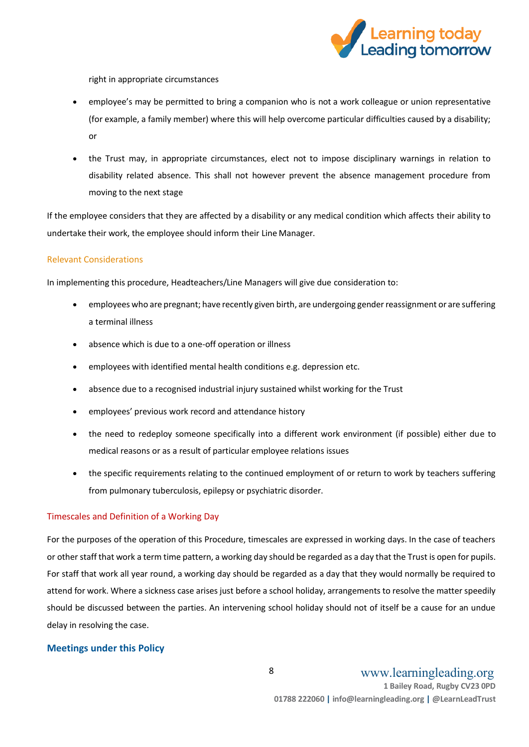right in appropriate circumstances

- employee's may be permitted to bring a companion who is not a work colleague or union representative (for example, a family member) where this will help overcome particular difficulties caused by a disability; or
- the Trust may, in appropriate circumstances, elect not to impose disciplinary warnings in relation to disability related absence. This shall not however prevent the absence management procedure from moving to the next stage

If the employee considers that they are affected by a disability or any medical condition which affects their ability to undertake their work, the employee should inform their Line Manager.

### Relevant Considerations

In implementing this procedure, Headteachers/Line Managers will give due consideration to:

- employees who are pregnant; have recently given birth, are undergoing gender reassignment or are suffering a terminal illness
- absence which is due to a one-off operation or illness
- employees with identified mental health conditions e.g. depression etc.
- absence due to a recognised industrial injury sustained whilst working for the Trust
- employees' previous work record and attendance history
- the need to redeploy someone specifically into a different work environment (if possible) either due to medical reasons or as a result of particular employee relations issues
- the specific requirements relating to the continued employment of or return to work by teachers suffering from pulmonary tuberculosis, epilepsy or psychiatric disorder.

### Timescales and Definition of a Working Day

For the purposes of the operation of this Procedure, timescales are expressed in working days. In the case of teachers or other staff that work a term time pattern, a working day should be regarded as a day that the Trust is open for pupils. For staff that work all year round, a working day should be regarded as a day that they would normally be required to attend for work. Where a sickness case arises just before a school holiday, arrangements to resolve the matter speedily should be discussed between the parties. An intervening school holiday should not of itself be a cause for an undue delay in resolving the case.

## Meetings under this Policy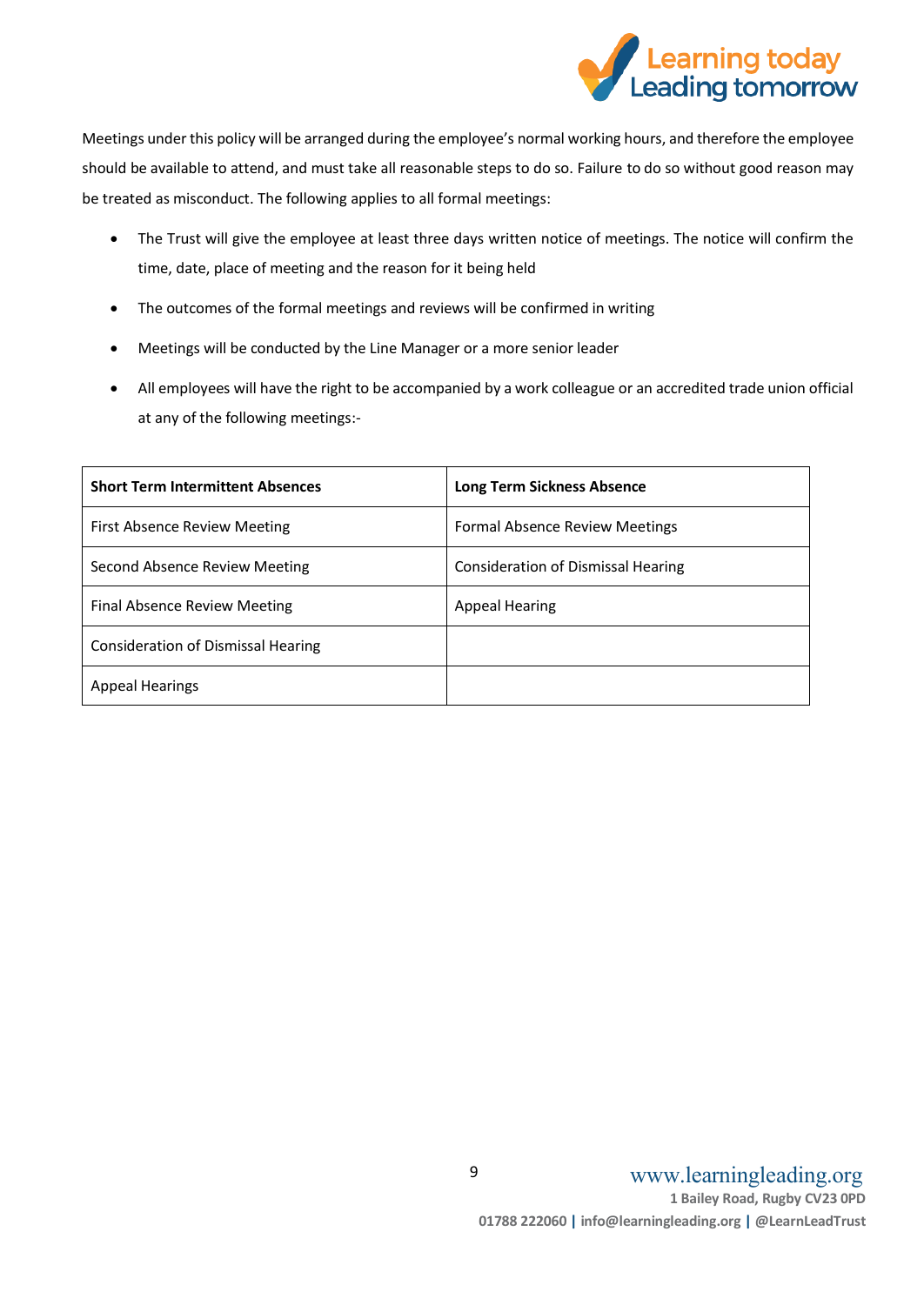Meetings under this policy will be arranged during the employee's normal working hours, and therefore the employee should be available to attend, and must take all reasonable steps to do so. Failure to do so without good reason may be treated as misconduct. The following applies to all formal meetings:

- The Trust will give the employee at least three days written notice of meetings. The notice will confirm the time, date, place of meeting and the reason for it being held
- The outcomes of the formal meetings and reviews will be confirmed in writing
- Meetings will be conducted by the Line Manager or a more senior leader
- All employees will have the right to be accompanied by a work colleague or an accredited trade union official at any of the following meetings:-

| **Short Term Intermittent Absences** | **Long Term Sickness Absence** |
|---|---|
| First Absence Review Meeting | Formal Absence Review Meetings |
| Second Absence Review Meeting | Consideration of Dismissal Hearing |
| Final Absence Review Meeting | Appeal Hearing |
| Consideration of Dismissal Hearing | |
| Appeal Hearings | |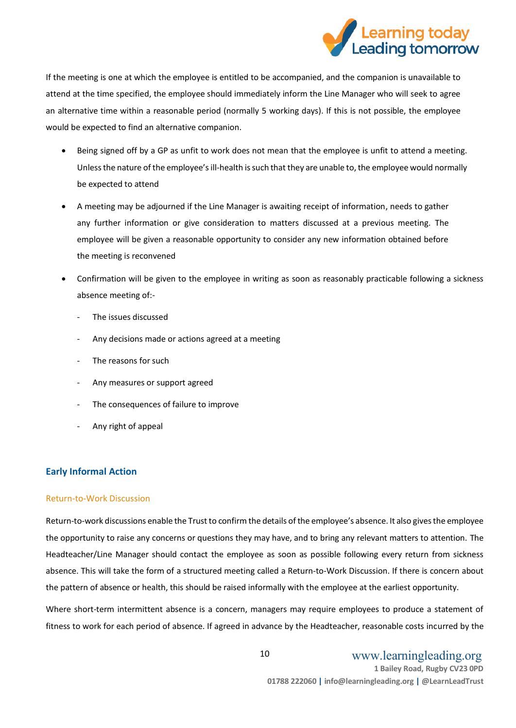If the meeting is one at which the employee is entitled to be accompanied, and the companion is unavailable to attend at the time specified, the employee should immediately inform the Line Manager who will seek to agree an alternative time within a reasonable period (normally 5 working days). If this is not possible, the employee would be expected to find an alternative companion.

- Being signed off by a GP as unfit to work does not mean that the employee is unfit to attend a meeting. Unless the nature of the employee's ill-health is such that they are unable to, the employee would normally be expected to attend
- A meeting may be adjourned if the Line Manager is awaiting receipt of information, needs to gather any further information or give consideration to matters discussed at a previous meeting. The employee will be given a reasonable opportunity to consider any new information obtained before the meeting is reconvened
- Confirmation will be given to the employee in writing as soon as reasonably practicable following a sickness absence meeting of:-
  - The issues discussed
  - Any decisions made or actions agreed at a meeting
  - The reasons for such
  - Any measures or support agreed
  - The consequences of failure to improve
  - Any right of appeal

## Early Informal Action

### Return-to-Work Discussion

Return-to-work discussions enable the Trust to confirm the details of the employee's absence. It also gives the employee the opportunity to raise any concerns or questions they may have, and to bring any relevant matters to attention. The Headteacher/Line Manager should contact the employee as soon as possible following every return from sickness absence. This will take the form of a structured meeting called a Return-to-Work Discussion. If there is concern about the pattern of absence or health, this should be raised informally with the employee at the earliest opportunity.

Where short-term intermittent absence is a concern, managers may require employees to produce a statement of fitness to work for each period of absence. If agreed in advance by the Headteacher, reasonable costs incurred by the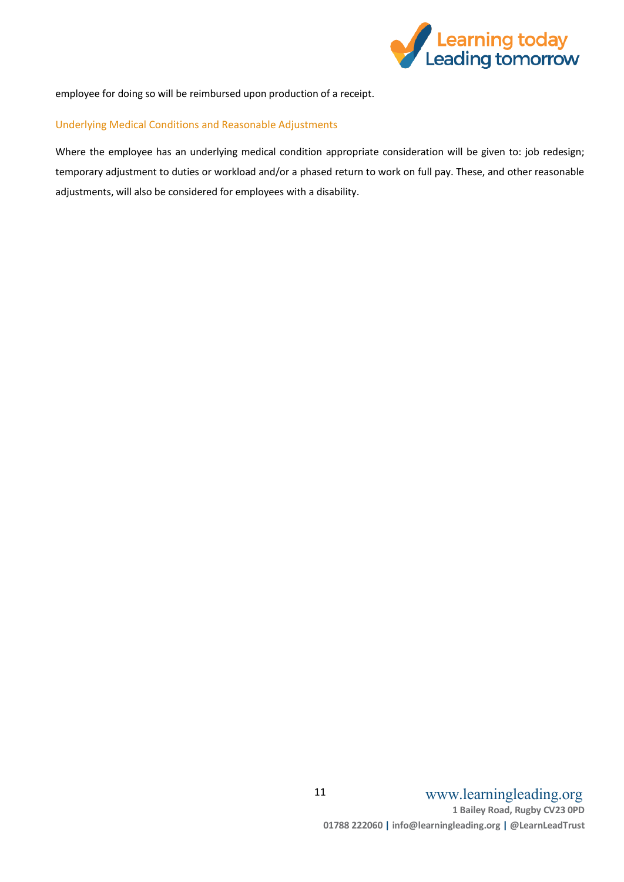employee for doing so will be reimbursed upon production of a receipt.

### Underlying Medical Conditions and Reasonable Adjustments

Where the employee has an underlying medical condition appropriate consideration will be given to: job redesign; temporary adjustment to duties or workload and/or a phased return to work on full pay. These, and other reasonable adjustments, will also be considered for employees with a disability.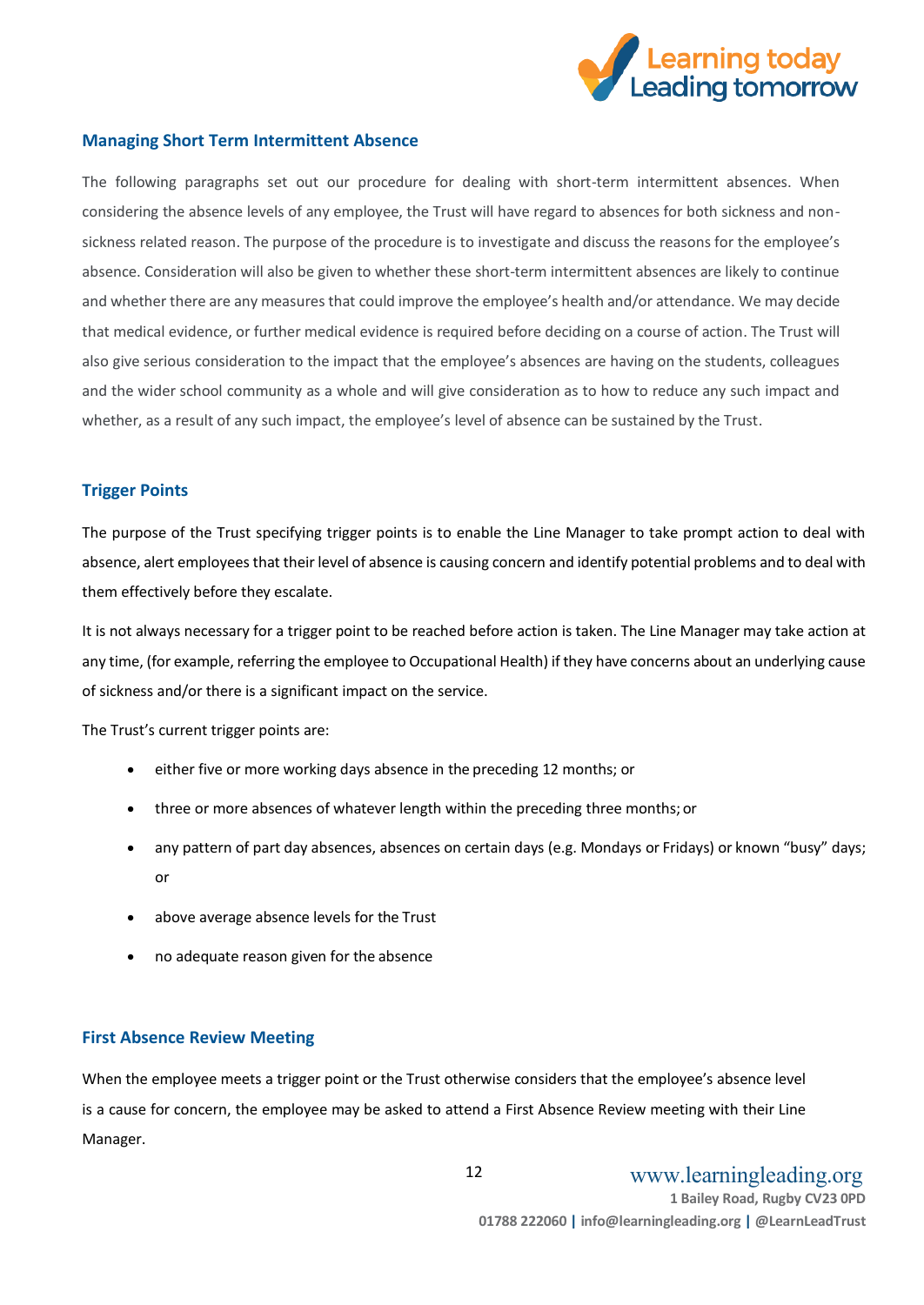## Managing Short Term Intermittent Absence

The following paragraphs set out our procedure for dealing with short-term intermittent absences. When considering the absence levels of any employee, the Trust will have regard to absences for both sickness and non-sickness related reason. The purpose of the procedure is to investigate and discuss the reasons for the employee's absence. Consideration will also be given to whether these short-term intermittent absences are likely to continue and whether there are any measures that could improve the employee's health and/or attendance. We may decide that medical evidence, or further medical evidence is required before deciding on a course of action. The Trust will also give serious consideration to the impact that the employee's absences are having on the students, colleagues and the wider school community as a whole and will give consideration as to how to reduce any such impact and whether, as a result of any such impact, the employee's level of absence can be sustained by the Trust.

## Trigger Points

The purpose of the Trust specifying trigger points is to enable the Line Manager to take prompt action to deal with absence, alert employees that their level of absence is causing concern and identify potential problems and to deal with them effectively before they escalate.

It is not always necessary for a trigger point to be reached before action is taken. The Line Manager may take action at any time, (for example, referring the employee to Occupational Health) if they have concerns about an underlying cause of sickness and/or there is a significant impact on the service.

The Trust's current trigger points are:

- either five or more working days absence in the preceding 12 months; or
- three or more absences of whatever length within the preceding three months; or
- any pattern of part day absences, absences on certain days (e.g. Mondays or Fridays) or known "busy" days; or
- above average absence levels for the Trust
- no adequate reason given for the absence

## First Absence Review Meeting

When the employee meets a trigger point or the Trust otherwise considers that the employee's absence level is a cause for concern, the employee may be asked to attend a First Absence Review meeting with their Line Manager.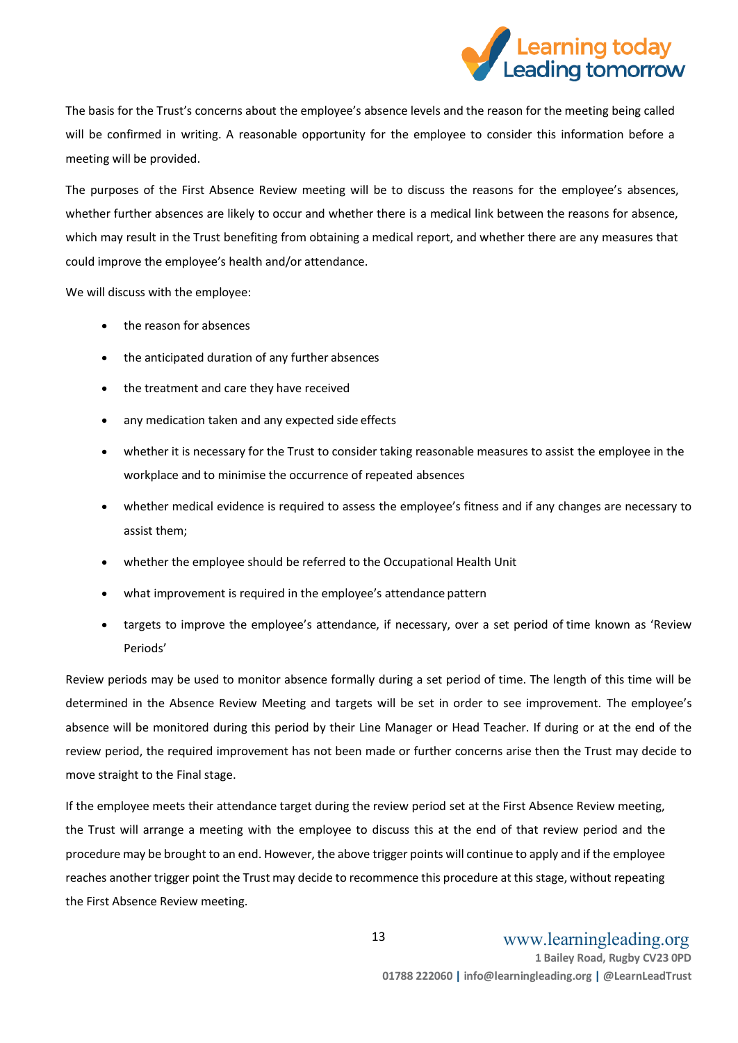The basis for the Trust's concerns about the employee's absence levels and the reason for the meeting being called will be confirmed in writing. A reasonable opportunity for the employee to consider this information before a meeting will be provided.

The purposes of the First Absence Review meeting will be to discuss the reasons for the employee's absences, whether further absences are likely to occur and whether there is a medical link between the reasons for absence, which may result in the Trust benefiting from obtaining a medical report, and whether there are any measures that could improve the employee's health and/or attendance.

We will discuss with the employee:

- the reason for absences
- the anticipated duration of any further absences
- the treatment and care they have received
- any medication taken and any expected side effects
- whether it is necessary for the Trust to consider taking reasonable measures to assist the employee in the workplace and to minimise the occurrence of repeated absences
- whether medical evidence is required to assess the employee's fitness and if any changes are necessary to assist them;
- whether the employee should be referred to the Occupational Health Unit
- what improvement is required in the employee's attendance pattern
- targets to improve the employee's attendance, if necessary, over a set period of time known as 'Review Periods'

Review periods may be used to monitor absence formally during a set period of time. The length of this time will be determined in the Absence Review Meeting and targets will be set in order to see improvement. The employee's absence will be monitored during this period by their Line Manager or Head Teacher. If during or at the end of the review period, the required improvement has not been made or further concerns arise then the Trust may decide to move straight to the Final stage.

If the employee meets their attendance target during the review period set at the First Absence Review meeting, the Trust will arrange a meeting with the employee to discuss this at the end of that review period and the procedure may be brought to an end. However, the above trigger points will continue to apply and if the employee reaches another trigger point the Trust may decide to recommence this procedure at this stage, without repeating the First Absence Review meeting.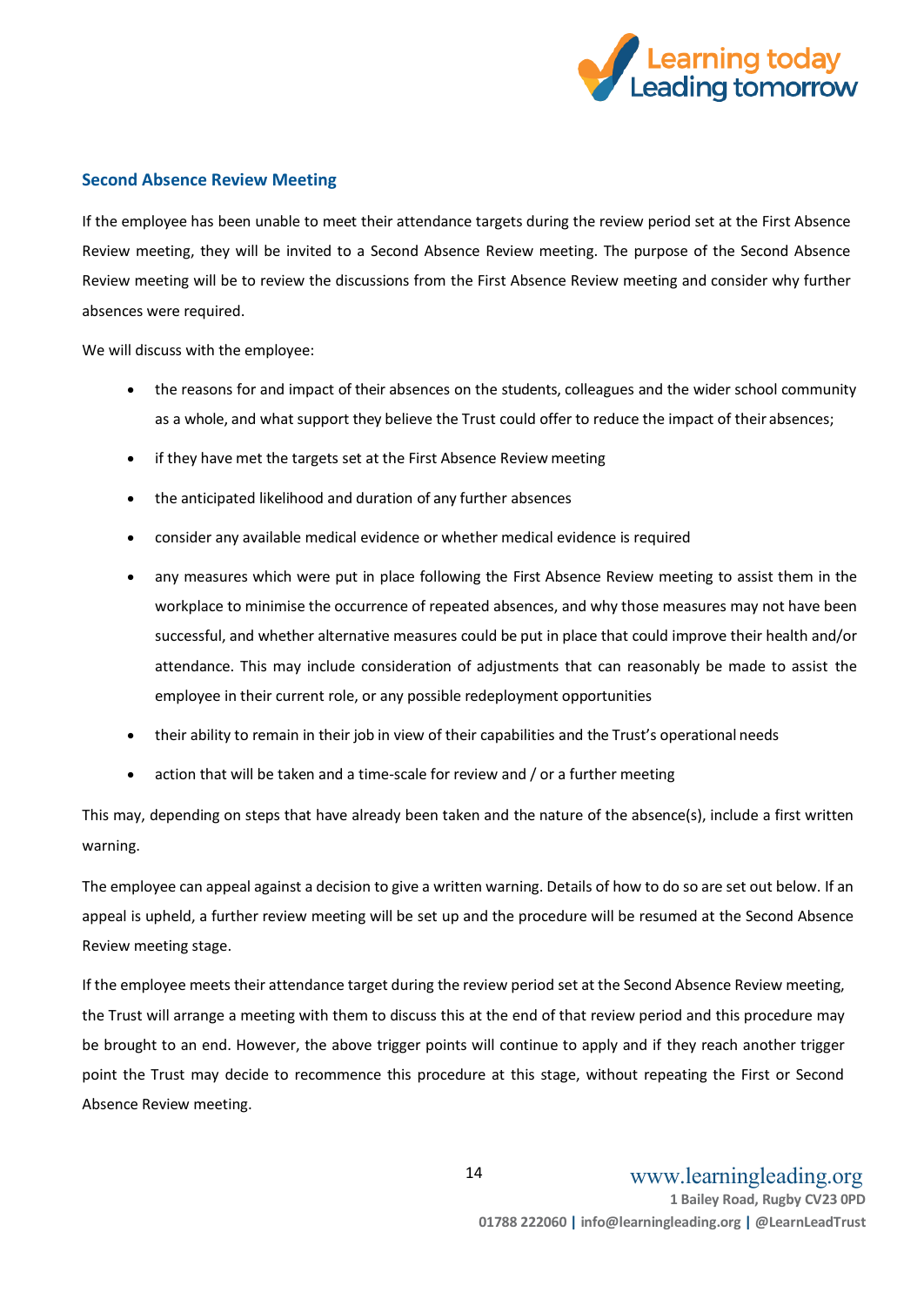## Second Absence Review Meeting

If the employee has been unable to meet their attendance targets during the review period set at the First Absence Review meeting, they will be invited to a Second Absence Review meeting. The purpose of the Second Absence Review meeting will be to review the discussions from the First Absence Review meeting and consider why further absences were required.

We will discuss with the employee:

- the reasons for and impact of their absences on the students, colleagues and the wider school community as a whole, and what support they believe the Trust could offer to reduce the impact of their absences;
- if they have met the targets set at the First Absence Review meeting
- the anticipated likelihood and duration of any further absences
- consider any available medical evidence or whether medical evidence is required
- any measures which were put in place following the First Absence Review meeting to assist them in the workplace to minimise the occurrence of repeated absences, and why those measures may not have been successful, and whether alternative measures could be put in place that could improve their health and/or attendance. This may include consideration of adjustments that can reasonably be made to assist the employee in their current role, or any possible redeployment opportunities
- their ability to remain in their job in view of their capabilities and the Trust's operational needs
- action that will be taken and a time-scale for review and / or a further meeting

This may, depending on steps that have already been taken and the nature of the absence(s), include a first written warning.

The employee can appeal against a decision to give a written warning. Details of how to do so are set out below. If an appeal is upheld, a further review meeting will be set up and the procedure will be resumed at the Second Absence Review meeting stage.

If the employee meets their attendance target during the review period set at the Second Absence Review meeting, the Trust will arrange a meeting with them to discuss this at the end of that review period and this procedure may be brought to an end. However, the above trigger points will continue to apply and if they reach another trigger point the Trust may decide to recommence this procedure at this stage, without repeating the First or Second Absence Review meeting.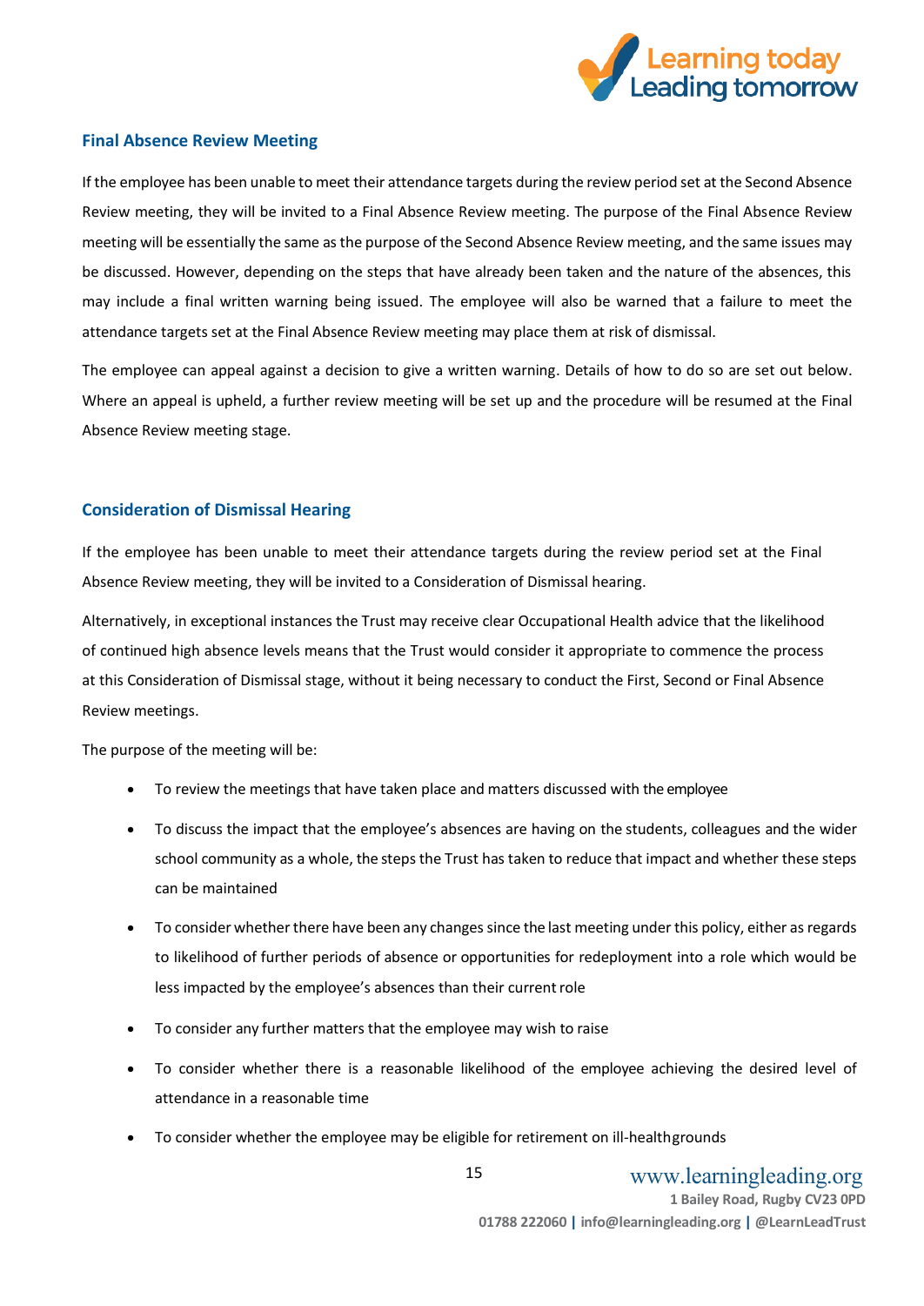### Final Absence Review Meeting

If the employee has been unable to meet their attendance targets during the review period set at the Second Absence Review meeting, they will be invited to a Final Absence Review meeting. The purpose of the Final Absence Review meeting will be essentially the same as the purpose of the Second Absence Review meeting, and the same issues may be discussed. However, depending on the steps that have already been taken and the nature of the absences, this may include a final written warning being issued. The employee will also be warned that a failure to meet the attendance targets set at the Final Absence Review meeting may place them at risk of dismissal.

The employee can appeal against a decision to give a written warning. Details of how to do so are set out below. Where an appeal is upheld, a further review meeting will be set up and the procedure will be resumed at the Final Absence Review meeting stage.

### Consideration of Dismissal Hearing

If the employee has been unable to meet their attendance targets during the review period set at the Final Absence Review meeting, they will be invited to a Consideration of Dismissal hearing.

Alternatively, in exceptional instances the Trust may receive clear Occupational Health advice that the likelihood of continued high absence levels means that the Trust would consider it appropriate to commence the process at this Consideration of Dismissal stage, without it being necessary to conduct the First, Second or Final Absence Review meetings.

The purpose of the meeting will be:

- To review the meetings that have taken place and matters discussed with the employee
- To discuss the impact that the employee's absences are having on the students, colleagues and the wider school community as a whole, the steps the Trust has taken to reduce that impact and whether these steps can be maintained
- To consider whether there have been any changes since the last meeting under this policy, either as regards to likelihood of further periods of absence or opportunities for redeployment into a role which would be less impacted by the employee's absences than their current role
- To consider any further matters that the employee may wish to raise
- To consider whether there is a reasonable likelihood of the employee achieving the desired level of attendance in a reasonable time
- To consider whether the employee may be eligible for retirement on ill-health grounds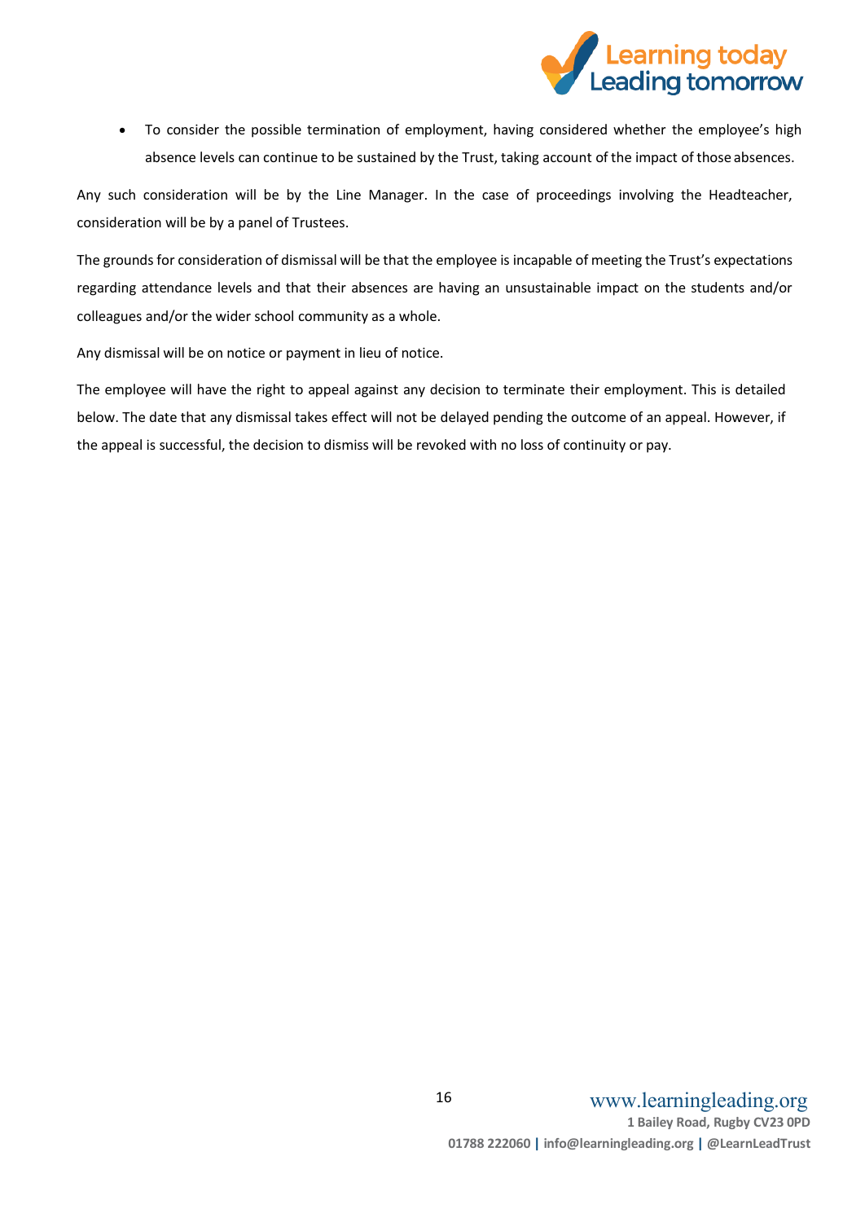- To consider the possible termination of employment, having considered whether the employee's high absence levels can continue to be sustained by the Trust, taking account of the impact of those absences.

Any such consideration will be by the Line Manager. In the case of proceedings involving the Headteacher, consideration will be by a panel of Trustees.

The grounds for consideration of dismissal will be that the employee is incapable of meeting the Trust's expectations regarding attendance levels and that their absences are having an unsustainable impact on the students and/or colleagues and/or the wider school community as a whole.

Any dismissal will be on notice or payment in lieu of notice.

The employee will have the right to appeal against any decision to terminate their employment. This is detailed below. The date that any dismissal takes effect will not be delayed pending the outcome of an appeal. However, if the appeal is successful, the decision to dismiss will be revoked with no loss of continuity or pay.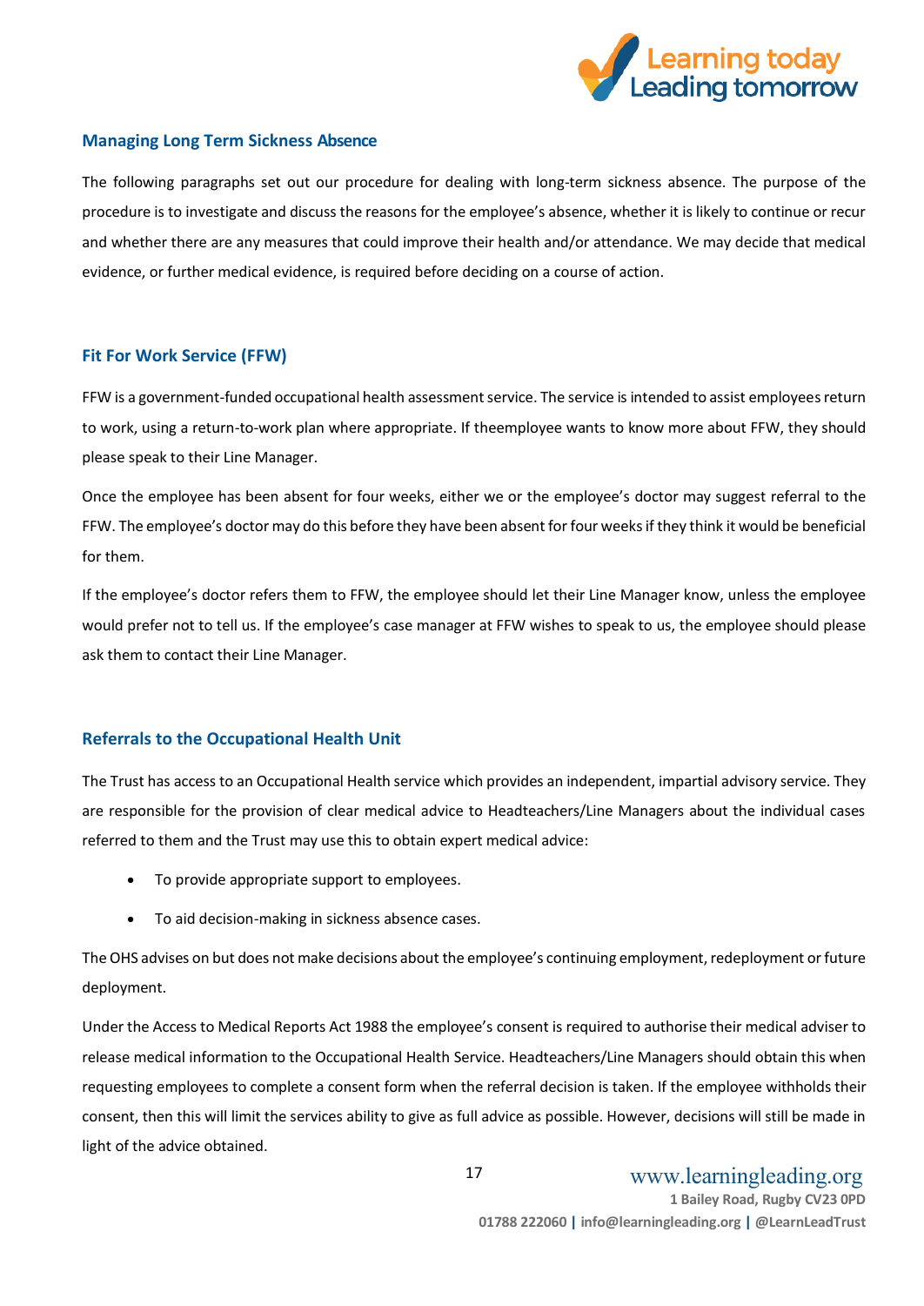## Managing Long Term Sickness Absence

The following paragraphs set out our procedure for dealing with long-term sickness absence. The purpose of the procedure is to investigate and discuss the reasons for the employee's absence, whether it is likely to continue or recur and whether there are any measures that could improve their health and/or attendance. We may decide that medical evidence, or further medical evidence, is required before deciding on a course of action.

## Fit For Work Service (FFW)

FFW is a government-funded occupational health assessment service. The service is intended to assist employees return to work, using a return-to-work plan where appropriate. If theemployee wants to know more about FFW, they should please speak to their Line Manager.

Once the employee has been absent for four weeks, either we or the employee's doctor may suggest referral to the FFW. The employee's doctor may do this before they have been absent for four weeks if they think it would be beneficial for them.

If the employee's doctor refers them to FFW, the employee should let their Line Manager know, unless the employee would prefer not to tell us. If the employee's case manager at FFW wishes to speak to us, the employee should please ask them to contact their Line Manager.

## Referrals to the Occupational Health Unit

The Trust has access to an Occupational Health service which provides an independent, impartial advisory service. They are responsible for the provision of clear medical advice to Headteachers/Line Managers about the individual cases referred to them and the Trust may use this to obtain expert medical advice:

- To provide appropriate support to employees.
- To aid decision-making in sickness absence cases.

The OHS advises on but does not make decisions about the employee's continuing employment, redeployment or future deployment.

Under the Access to Medical Reports Act 1988 the employee's consent is required to authorise their medical adviser to release medical information to the Occupational Health Service. Headteachers/Line Managers should obtain this when requesting employees to complete a consent form when the referral decision is taken. If the employee withholds their consent, then this will limit the services ability to give as full advice as possible. However, decisions will still be made in light of the advice obtained.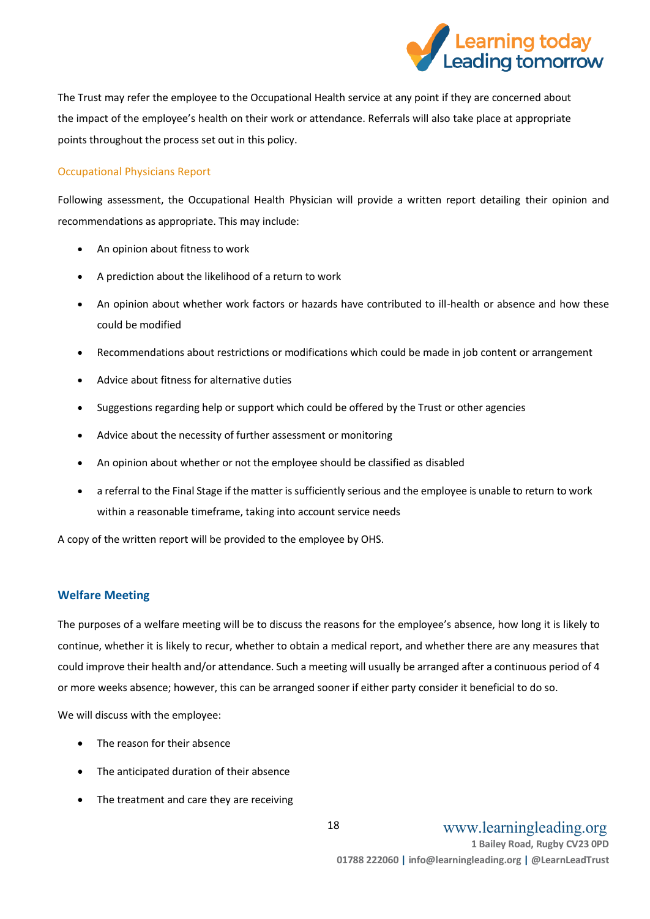The Trust may refer the employee to the Occupational Health service at any point if they are concerned about the impact of the employee's health on their work or attendance. Referrals will also take place at appropriate points throughout the process set out in this policy.

### Occupational Physicians Report

Following assessment, the Occupational Health Physician will provide a written report detailing their opinion and recommendations as appropriate. This may include:

- An opinion about fitness to work
- A prediction about the likelihood of a return to work
- An opinion about whether work factors or hazards have contributed to ill-health or absence and how these could be modified
- Recommendations about restrictions or modifications which could be made in job content or arrangement
- Advice about fitness for alternative duties
- Suggestions regarding help or support which could be offered by the Trust or other agencies
- Advice about the necessity of further assessment or monitoring
- An opinion about whether or not the employee should be classified as disabled
- a referral to the Final Stage if the matter is sufficiently serious and the employee is unable to return to work within a reasonable timeframe, taking into account service needs

A copy of the written report will be provided to the employee by OHS.

## Welfare Meeting

The purposes of a welfare meeting will be to discuss the reasons for the employee's absence, how long it is likely to continue, whether it is likely to recur, whether to obtain a medical report, and whether there are any measures that could improve their health and/or attendance. Such a meeting will usually be arranged after a continuous period of 4 or more weeks absence; however, this can be arranged sooner if either party consider it beneficial to do so.

We will discuss with the employee:

- The reason for their absence
- The anticipated duration of their absence
- The treatment and care they are receiving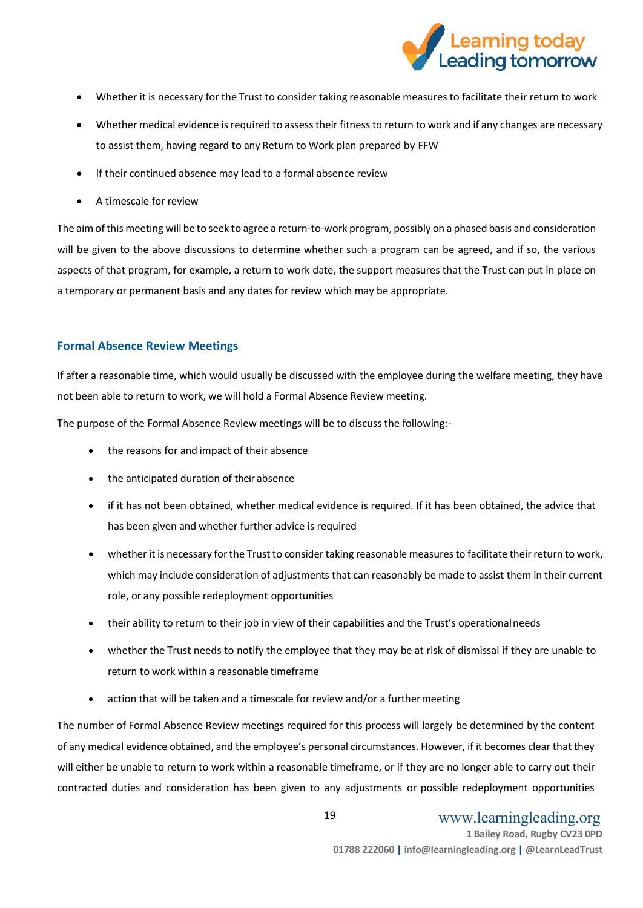- Whether it is necessary for the Trust to consider taking reasonable measures to facilitate their return to work
- Whether medical evidence is required to assess their fitness to return to work and if any changes are necessary to assist them, having regard to any Return to Work plan prepared by FFW
- If their continued absence may lead to a formal absence review
- A timescale for review

The aim of this meeting will be to seek to agree a return-to-work program, possibly on a phased basis and consideration will be given to the above discussions to determine whether such a program can be agreed, and if so, the various aspects of that program, for example, a return to work date, the support measures that the Trust can put in place on a temporary or permanent basis and any dates for review which may be appropriate.

### Formal Absence Review Meetings

If after a reasonable time, which would usually be discussed with the employee during the welfare meeting, they have not been able to return to work, we will hold a Formal Absence Review meeting.

The purpose of the Formal Absence Review meetings will be to discuss the following:-

- the reasons for and impact of their absence
- the anticipated duration of their absence
- if it has not been obtained, whether medical evidence is required. If it has been obtained, the advice that has been given and whether further advice is required
- whether it is necessary for the Trust to consider taking reasonable measures to facilitate their return to work, which may include consideration of adjustments that can reasonably be made to assist them in their current role, or any possible redeployment opportunities
- their ability to return to their job in view of their capabilities and the Trust's operational needs
- whether the Trust needs to notify the employee that they may be at risk of dismissal if they are unable to return to work within a reasonable timeframe
- action that will be taken and a timescale for review and/or a further meeting

The number of Formal Absence Review meetings required for this process will largely be determined by the content of any medical evidence obtained, and the employee's personal circumstances. However, if it becomes clear that they will either be unable to return to work within a reasonable timeframe, or if they are no longer able to carry out their contracted duties and consideration has been given to any adjustments or possible redeployment opportunities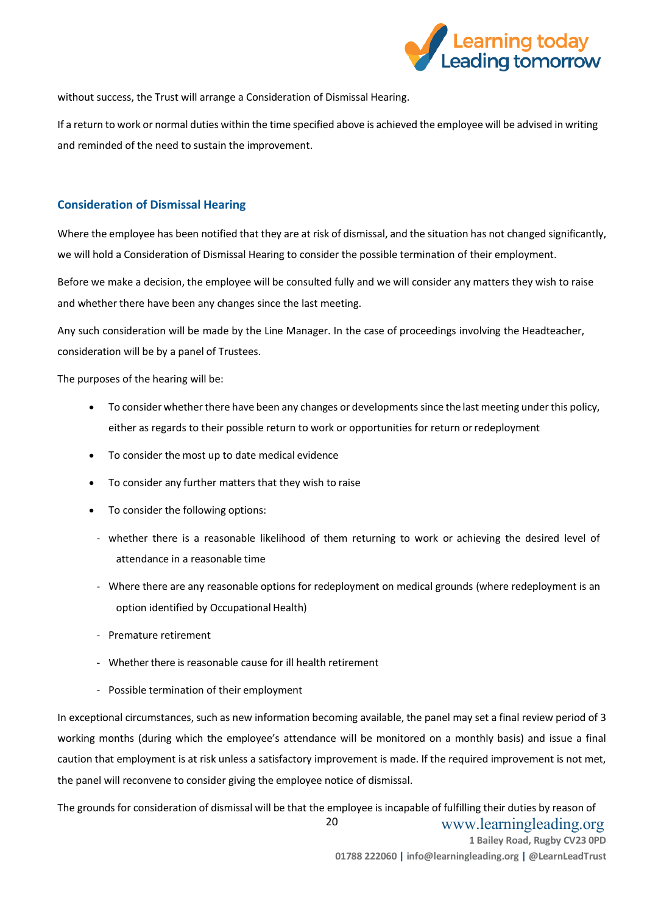without success, the Trust will arrange a Consideration of Dismissal Hearing.

If a return to work or normal duties within the time specified above is achieved the employee will be advised in writing and reminded of the need to sustain the improvement.

## Consideration of Dismissal Hearing

Where the employee has been notified that they are at risk of dismissal, and the situation has not changed significantly, we will hold a Consideration of Dismissal Hearing to consider the possible termination of their employment.

Before we make a decision, the employee will be consulted fully and we will consider any matters they wish to raise and whether there have been any changes since the last meeting.

Any such consideration will be made by the Line Manager. In the case of proceedings involving the Headteacher, consideration will be by a panel of Trustees.

The purposes of the hearing will be:

- To consider whether there have been any changes or developments since the last meeting under this policy, either as regards to their possible return to work or opportunities for return or redeployment
- To consider the most up to date medical evidence
- To consider any further matters that they wish to raise
- To consider the following options:
  - whether there is a reasonable likelihood of them returning to work or achieving the desired level of attendance in a reasonable time
  - Where there are any reasonable options for redeployment on medical grounds (where redeployment is an option identified by Occupational Health)
  - Premature retirement
  - Whether there is reasonable cause for ill health retirement
  - Possible termination of their employment

In exceptional circumstances, such as new information becoming available, the panel may set a final review period of 3 working months (during which the employee's attendance will be monitored on a monthly basis) and issue a final caution that employment is at risk unless a satisfactory improvement is made. If the required improvement is not met, the panel will reconvene to consider giving the employee notice of dismissal.

The grounds for consideration of dismissal will be that the employee is incapable of fulfilling their duties by reason of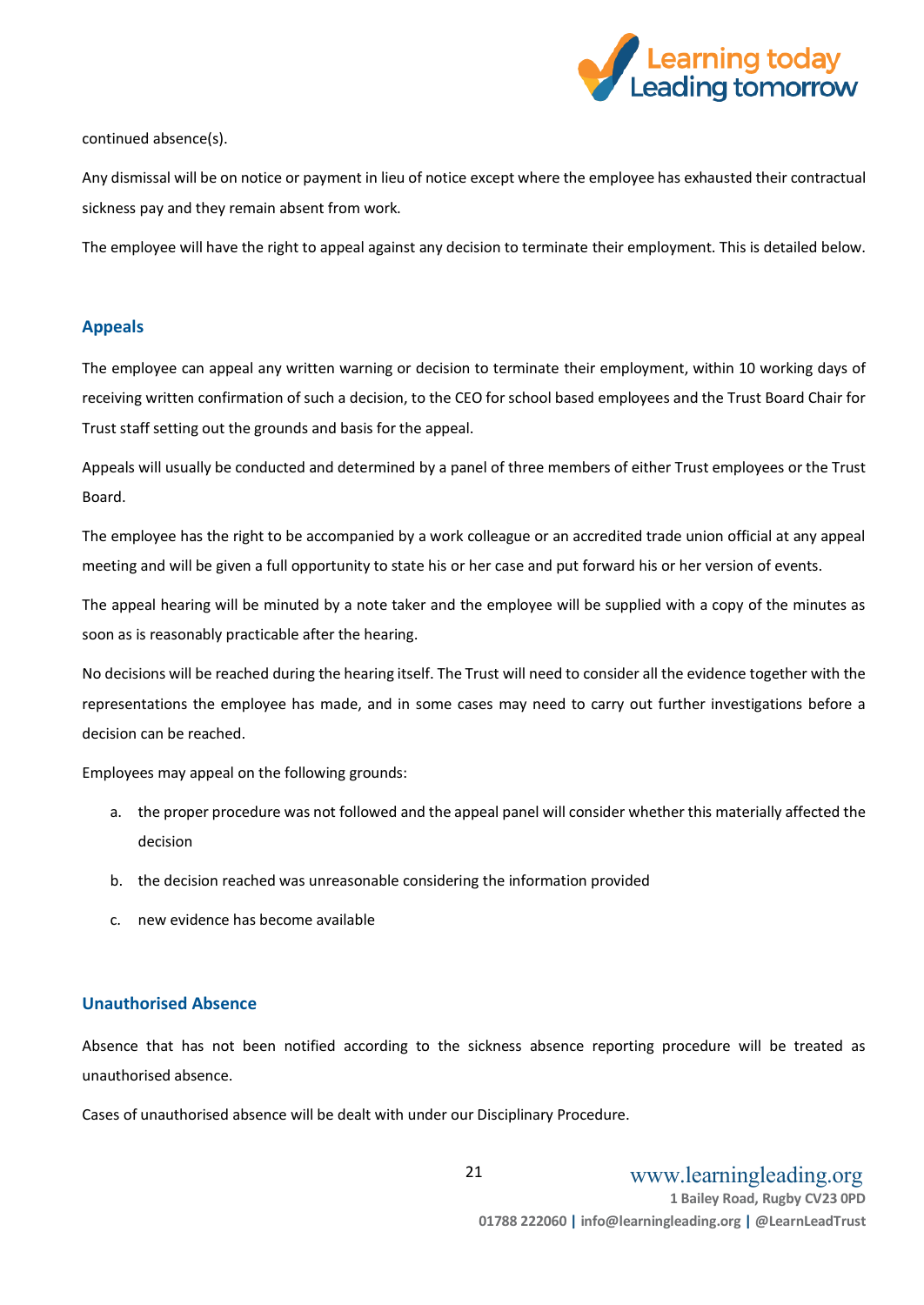continued absence(s).

Any dismissal will be on notice or payment in lieu of notice except where the employee has exhausted their contractual sickness pay and they remain absent from work.

The employee will have the right to appeal against any decision to terminate their employment. This is detailed below.

## Appeals

The employee can appeal any written warning or decision to terminate their employment, within 10 working days of receiving written confirmation of such a decision, to the CEO for school based employees and the Trust Board Chair for Trust staff setting out the grounds and basis for the appeal.

Appeals will usually be conducted and determined by a panel of three members of either Trust employees or the Trust Board.

The employee has the right to be accompanied by a work colleague or an accredited trade union official at any appeal meeting and will be given a full opportunity to state his or her case and put forward his or her version of events.

The appeal hearing will be minuted by a note taker and the employee will be supplied with a copy of the minutes as soon as is reasonably practicable after the hearing.

No decisions will be reached during the hearing itself. The Trust will need to consider all the evidence together with the representations the employee has made, and in some cases may need to carry out further investigations before a decision can be reached.

Employees may appeal on the following grounds:

a. the proper procedure was not followed and the appeal panel will consider whether this materially affected the decision
b. the decision reached was unreasonable considering the information provided
c. new evidence has become available

## Unauthorised Absence

Absence that has not been notified according to the sickness absence reporting procedure will be treated as unauthorised absence.

Cases of unauthorised absence will be dealt with under our Disciplinary Procedure.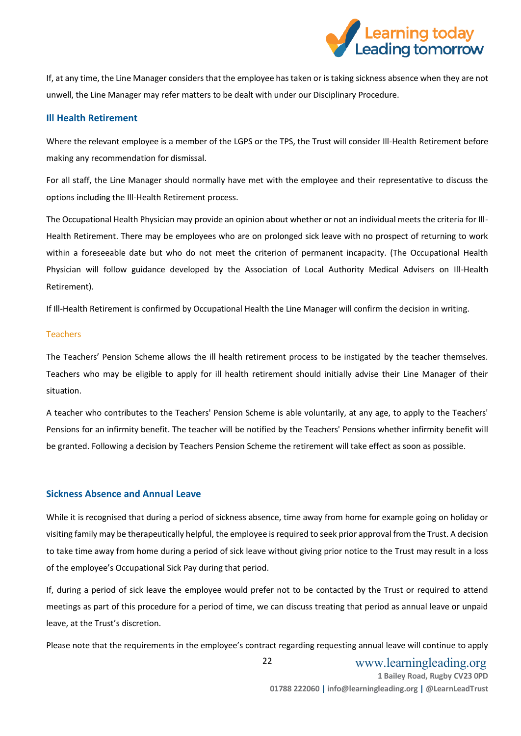If, at any time, the Line Manager considers that the employee has taken or is taking sickness absence when they are not unwell, the Line Manager may refer matters to be dealt with under our Disciplinary Procedure.

## Ill Health Retirement

Where the relevant employee is a member of the LGPS or the TPS, the Trust will consider Ill-Health Retirement before making any recommendation for dismissal.

For all staff, the Line Manager should normally have met with the employee and their representative to discuss the options including the Ill-Health Retirement process.

The Occupational Health Physician may provide an opinion about whether or not an individual meets the criteria for Ill-Health Retirement. There may be employees who are on prolonged sick leave with no prospect of returning to work within a foreseeable date but who do not meet the criterion of permanent incapacity. (The Occupational Health Physician will follow guidance developed by the Association of Local Authority Medical Advisers on Ill-Health Retirement).

If Ill-Health Retirement is confirmed by Occupational Health the Line Manager will confirm the decision in writing.

### Teachers

The Teachers' Pension Scheme allows the ill health retirement process to be instigated by the teacher themselves. Teachers who may be eligible to apply for ill health retirement should initially advise their Line Manager of their situation.

A teacher who contributes to the Teachers' Pension Scheme is able voluntarily, at any age, to apply to the Teachers' Pensions for an infirmity benefit. The teacher will be notified by the Teachers' Pensions whether infirmity benefit will be granted. Following a decision by Teachers Pension Scheme the retirement will take effect as soon as possible.

## Sickness Absence and Annual Leave

While it is recognised that during a period of sickness absence, time away from home for example going on holiday or visiting family may be therapeutically helpful, the employee is required to seek prior approval from the Trust. A decision to take time away from home during a period of sick leave without giving prior notice to the Trust may result in a loss of the employee's Occupational Sick Pay during that period.

If, during a period of sick leave the employee would prefer not to be contacted by the Trust or required to attend meetings as part of this procedure for a period of time, we can discuss treating that period as annual leave or unpaid leave, at the Trust's discretion.

Please note that the requirements in the employee's contract regarding requesting annual leave will continue to apply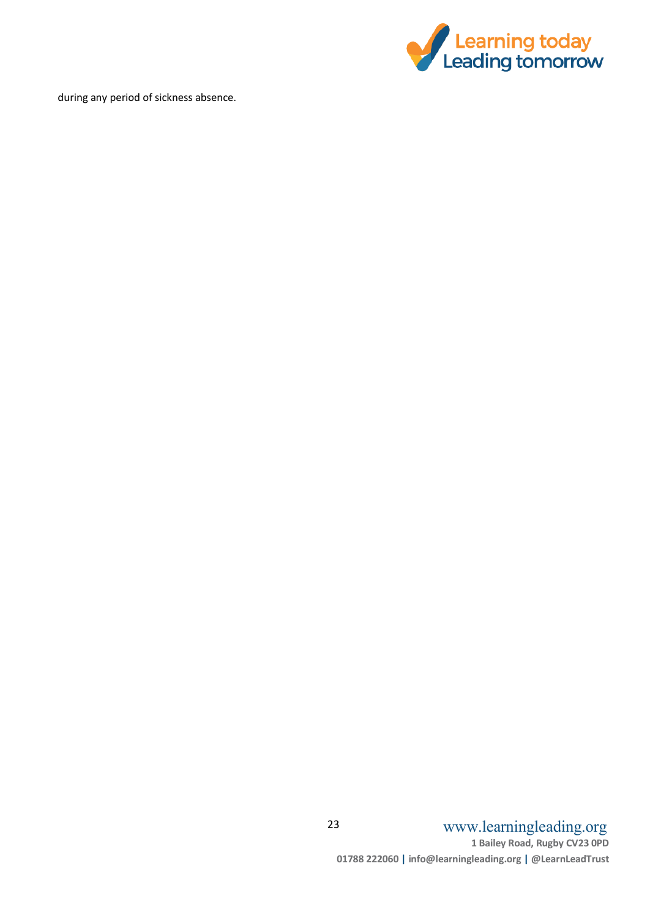during any period of sickness absence.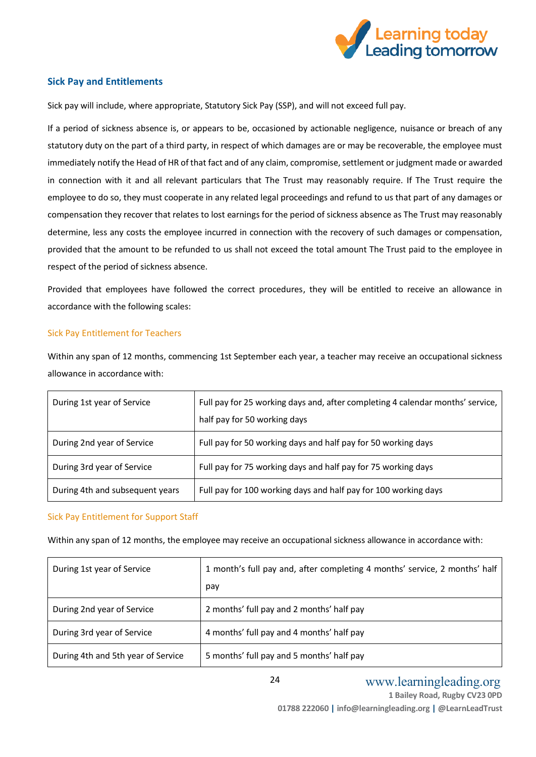## Sick Pay and Entitlements

Sick pay will include, where appropriate, Statutory Sick Pay (SSP), and will not exceed full pay.

If a period of sickness absence is, or appears to be, occasioned by actionable negligence, nuisance or breach of any statutory duty on the part of a third party, in respect of which damages are or may be recoverable, the employee must immediately notify the Head of HR of that fact and of any claim, compromise, settlement or judgment made or awarded in connection with it and all relevant particulars that The Trust may reasonably require. If The Trust require the employee to do so, they must cooperate in any related legal proceedings and refund to us that part of any damages or compensation they recover that relates to lost earnings for the period of sickness absence as The Trust may reasonably determine, less any costs the employee incurred in connection with the recovery of such damages or compensation, provided that the amount to be refunded to us shall not exceed the total amount The Trust paid to the employee in respect of the period of sickness absence.

Provided that employees have followed the correct procedures, they will be entitled to receive an allowance in accordance with the following scales:

### Sick Pay Entitlement for Teachers

Within any span of 12 months, commencing 1st September each year, a teacher may receive an occupational sickness allowance in accordance with:

| | |
|---|---|
| During 1st year of Service | Full pay for 25 working days and, after completing 4 calendar months' service, half pay for 50 working days |
| During 2nd year of Service | Full pay for 50 working days and half pay for 50 working days |
| During 3rd year of Service | Full pay for 75 working days and half pay for 75 working days |
| During 4th and subsequent years | Full pay for 100 working days and half pay for 100 working days |

### Sick Pay Entitlement for Support Staff

Within any span of 12 months, the employee may receive an occupational sickness allowance in accordance with:

| | |
|---|---|
| During 1st year of Service | 1 month's full pay and, after completing 4 months' service, 2 months' half pay |
| During 2nd year of Service | 2 months' full pay and 2 months' half pay |
| During 3rd year of Service | 4 months' full pay and 4 months' half pay |
| During 4th and 5th year of Service | 5 months' full pay and 5 months' half pay |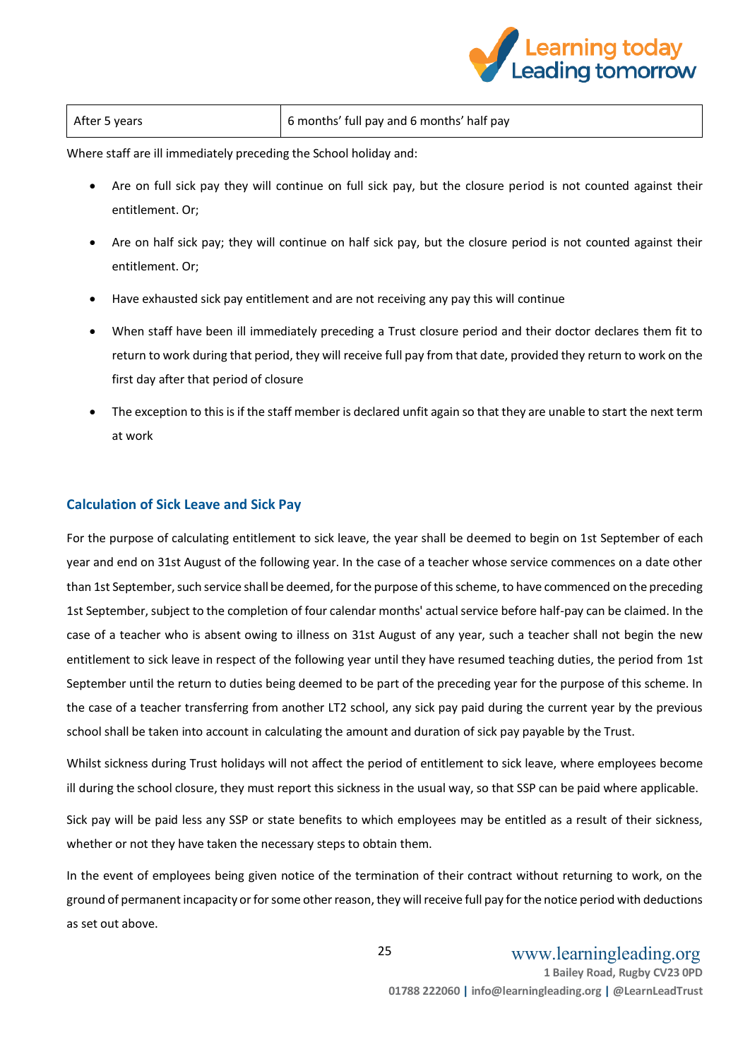| After 5 years | 6 months' full pay and 6 months' half pay |
| --- | --- |

Where staff are ill immediately preceding the School holiday and:

- Are on full sick pay they will continue on full sick pay, but the closure period is not counted against their entitlement. Or;
- Are on half sick pay; they will continue on half sick pay, but the closure period is not counted against their entitlement. Or;
- Have exhausted sick pay entitlement and are not receiving any pay this will continue
- When staff have been ill immediately preceding a Trust closure period and their doctor declares them fit to return to work during that period, they will receive full pay from that date, provided they return to work on the first day after that period of closure
- The exception to this is if the staff member is declared unfit again so that they are unable to start the next term at work

## Calculation of Sick Leave and Sick Pay

For the purpose of calculating entitlement to sick leave, the year shall be deemed to begin on 1st September of each year and end on 31st August of the following year. In the case of a teacher whose service commences on a date other than 1st September, such service shall be deemed, for the purpose of this scheme, to have commenced on the preceding 1st September, subject to the completion of four calendar months' actual service before half-pay can be claimed. In the case of a teacher who is absent owing to illness on 31st August of any year, such a teacher shall not begin the new entitlement to sick leave in respect of the following year until they have resumed teaching duties, the period from 1st September until the return to duties being deemed to be part of the preceding year for the purpose of this scheme. In the case of a teacher transferring from another LT2 school, any sick pay paid during the current year by the previous school shall be taken into account in calculating the amount and duration of sick pay payable by the Trust.

Whilst sickness during Trust holidays will not affect the period of entitlement to sick leave, where employees become ill during the school closure, they must report this sickness in the usual way, so that SSP can be paid where applicable.

Sick pay will be paid less any SSP or state benefits to which employees may be entitled as a result of their sickness, whether or not they have taken the necessary steps to obtain them.

In the event of employees being given notice of the termination of their contract without returning to work, on the ground of permanent incapacity or for some other reason, they will receive full pay for the notice period with deductions as set out above.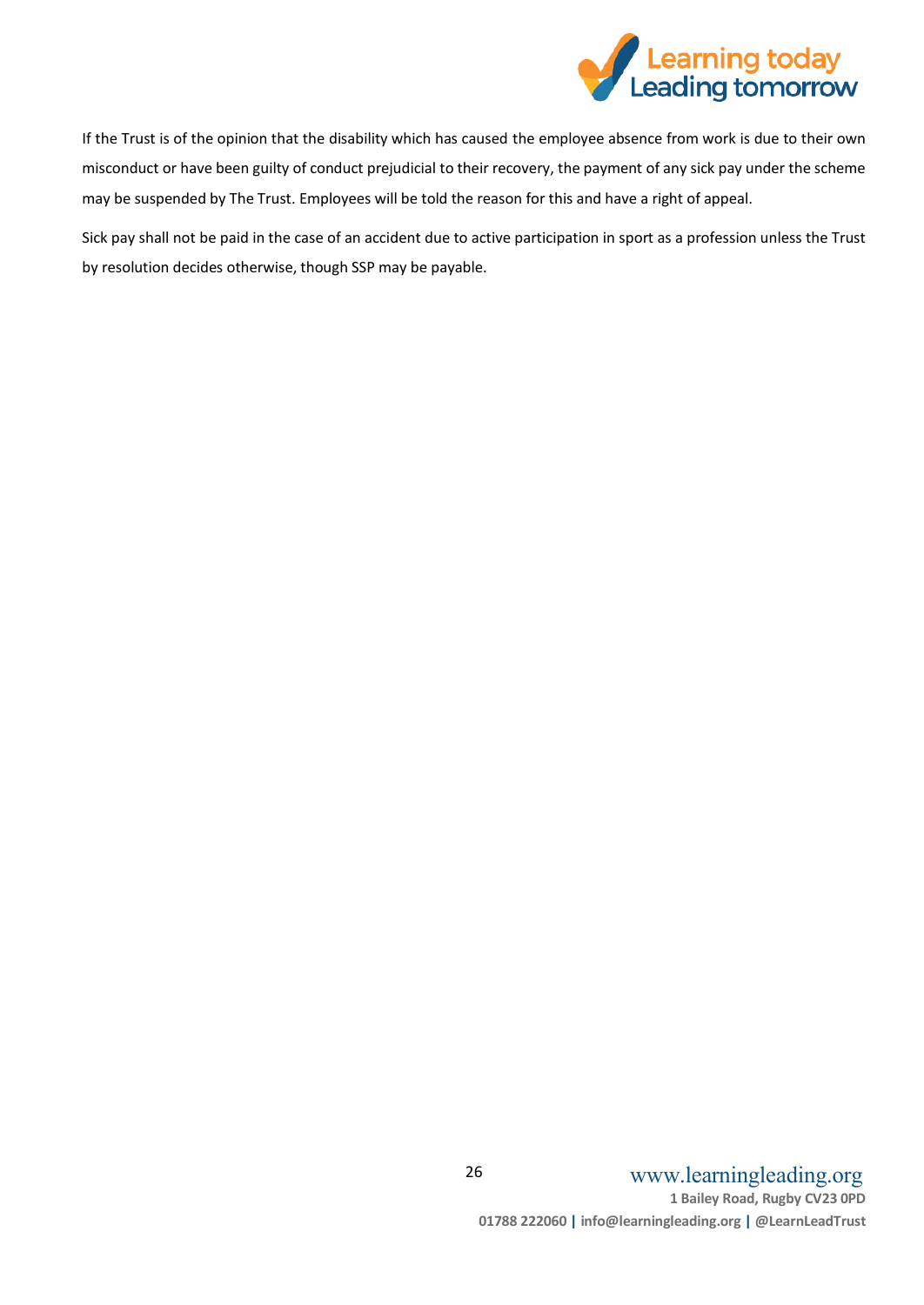If the Trust is of the opinion that the disability which has caused the employee absence from work is due to their own misconduct or have been guilty of conduct prejudicial to their recovery, the payment of any sick pay under the scheme may be suspended by The Trust. Employees will be told the reason for this and have a right of appeal.

Sick pay shall not be paid in the case of an accident due to active participation in sport as a profession unless the Trust by resolution decides otherwise, though SSP may be payable.